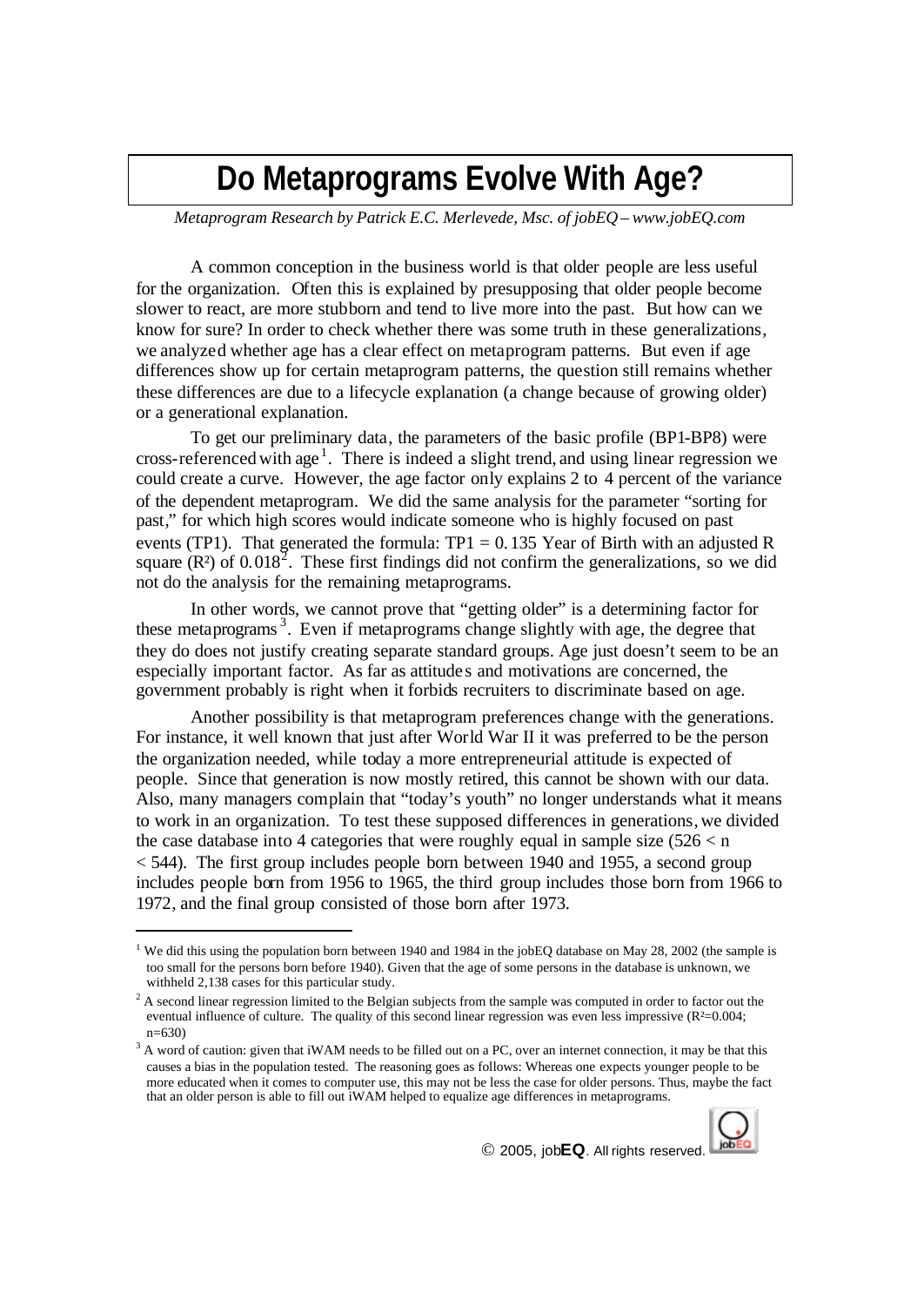# Do Metaprograms Evolve With Age?

*Metaprogram Research by Patrick E.C. Merlevede, Msc. of jobEQ – www.jobEQ.com*

A common conception in the business world is that older people are less useful for the organization. Often this is explained by presupposing that older people become slower to react, are more stubborn and tend to live more into the past. But how can we know for sure? In order to check whether there was some truth in these generalizations, we analyzed whether age has a clear effect on metaprogram patterns. But even if age differences show up for certain metaprogram patterns, the question still remains whether these differences are due to a lifecycle explanation (a change because of growing older) or a generational explanation.

To get our preliminary data, the parameters of the basic profile (BP1-BP8) were cross-referenced with age[1]. There is indeed a slight trend, and using linear regression we could create a curve. However, the age factor only explains 2 to 4 percent of the variance of the dependent metaprogram. We did the same analysis for the parameter "sorting for past," for which high scores would indicate someone who is highly focused on past events (TP1). That generated the formula: TP1 = 0.135 Year of Birth with an adjusted R square ($R^2$) of 0.018[2]. These first findings did not confirm the generalizations, so we did not do the analysis for the remaining metaprograms.

In other words, we cannot prove that "getting older" is a determining factor for these metaprograms[3]. Even if metaprograms change slightly with age, the degree that they do does not justify creating separate standard groups. Age just doesn't seem to be an especially important factor. As far as attitudes and motivations are concerned, the government probably is right when it forbids recruiters to discriminate based on age.

Another possibility is that metaprogram preferences change with the generations. For instance, it well known that just after World War II it was preferred to be the person the organization needed, while today a more entrepreneurial attitude is expected of people. Since that generation is now mostly retired, this cannot be shown with our data. Also, many managers complain that "today's youth" no longer understands what it means to work in an organization. To test these supposed differences in generations, we divided the case database into 4 categories that were roughly equal in sample size ($526 < n < 544$). The first group includes people born between 1940 and 1955, a second group includes people born from 1956 to 1965, the third group includes those born from 1966 to 1972, and the final group consisted of those born after 1973.

---

[1] We did this using the population born between 1940 and 1984 in the jobEQ database on May 28, 2002 (the sample is too small for the persons born before 1940). Given that the age of some persons in the database is unknown, we withheld 2,138 cases for this particular study.

[2] A second linear regression limited to the Belgian subjects from the sample was computed in order to factor out the eventual influence of culture. The quality of this second linear regression was even less impressive ($R^2$=0.004; n=630)

[3] A word of caution: given that iWAM needs to be filled out on a PC, over an internet connection, it may be that this causes a bias in the population tested. The reasoning goes as follows: Whereas one expects younger people to be more educated when it comes to computer use, this may not be less the case for older persons. Thus, maybe the fact that an older person is able to fill out iWAM helped to equalize age differences in metaprograms.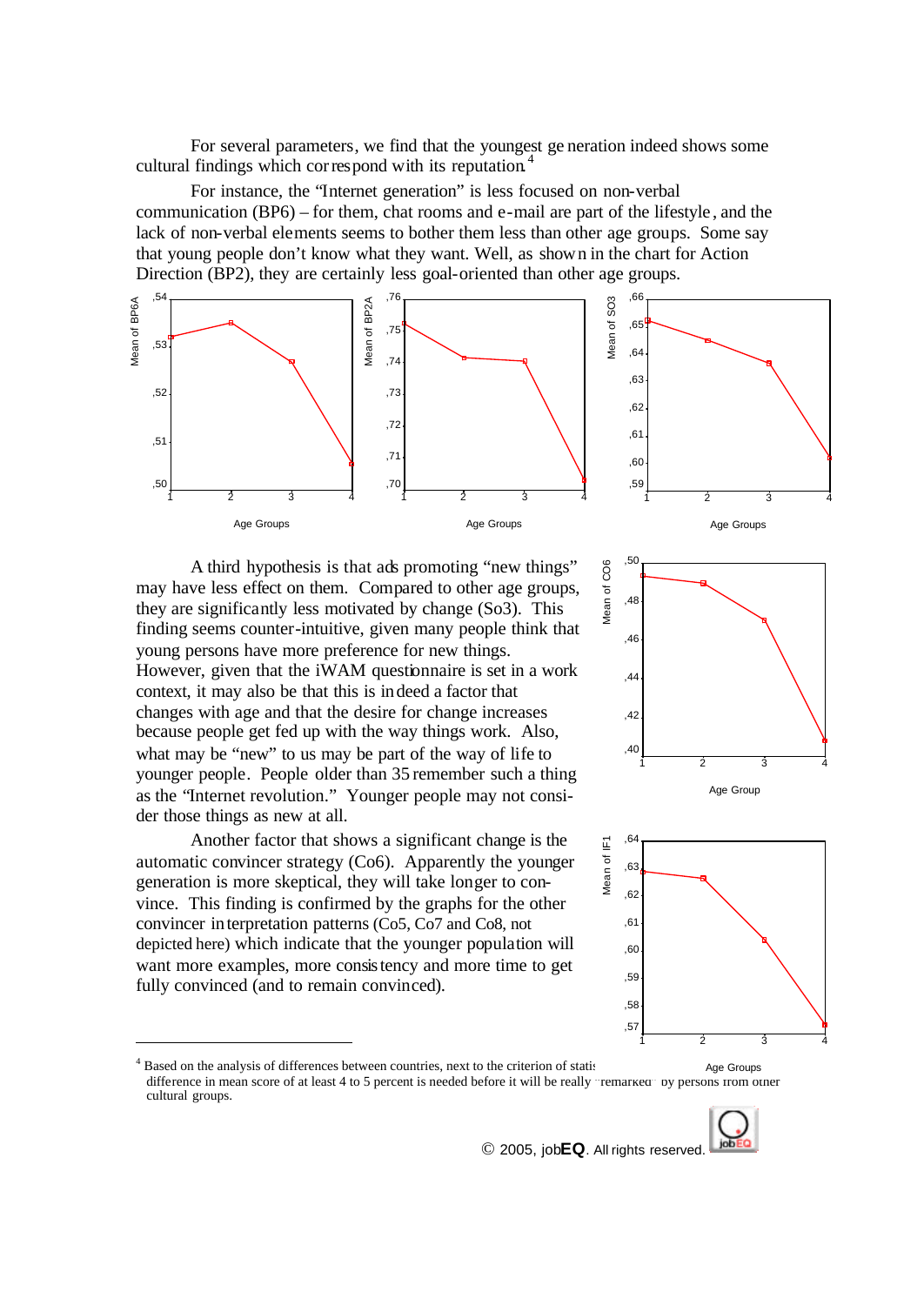For several parameters, we find that the youngest generation indeed shows some cultural findings which correspond with its reputation.[4]

For instance, the "Internet generation" is less focused on non-verbal communication (BP6) – for them, chat rooms and e-mail are part of the lifestyle, and the lack of non-verbal elements seems to bother them less than other age groups. Some say that young people don't know what they want. Well, as shown in the chart for Action Direction (BP2), they are certainly less goal-oriented than other age groups.

A third hypothesis is that ads promoting "new things" may have less effect on them. Compared to other age groups, they are significantly less motivated by change (So3). This finding seems counter-intuitive, given many people think that young persons have more preference for new things. However, given that the iWAM questionnaire is set in a work context, it may also be that this is indeed a factor that changes with age and that the desire for change increases because people get fed up with the way things work. Also, what may be "new" to us may be part of the way of life to younger people. People older than 35 remember such a thing as the "Internet revolution." Younger people may not consider those things as new at all.

Another factor that shows a significant change is the automatic convincer strategy (Co6). Apparently the younger generation is more skeptical, they will take longer to convince. This finding is confirmed by the graphs for the other convincer interpretation patterns (Co5, Co7 and Co8, not depicted here) which indicate that the younger population will want more examples, more consistency and more time to get fully convinced (and to remain convinced).

---

[4] Based on the analysis of differences between countries, next to the criterion of statistical significance, a difference in mean score of at least 4 to 5 percent is needed before it will be really "remarked" by persons from other cultural groups.

© 2005, jobEQ. All rights reserved.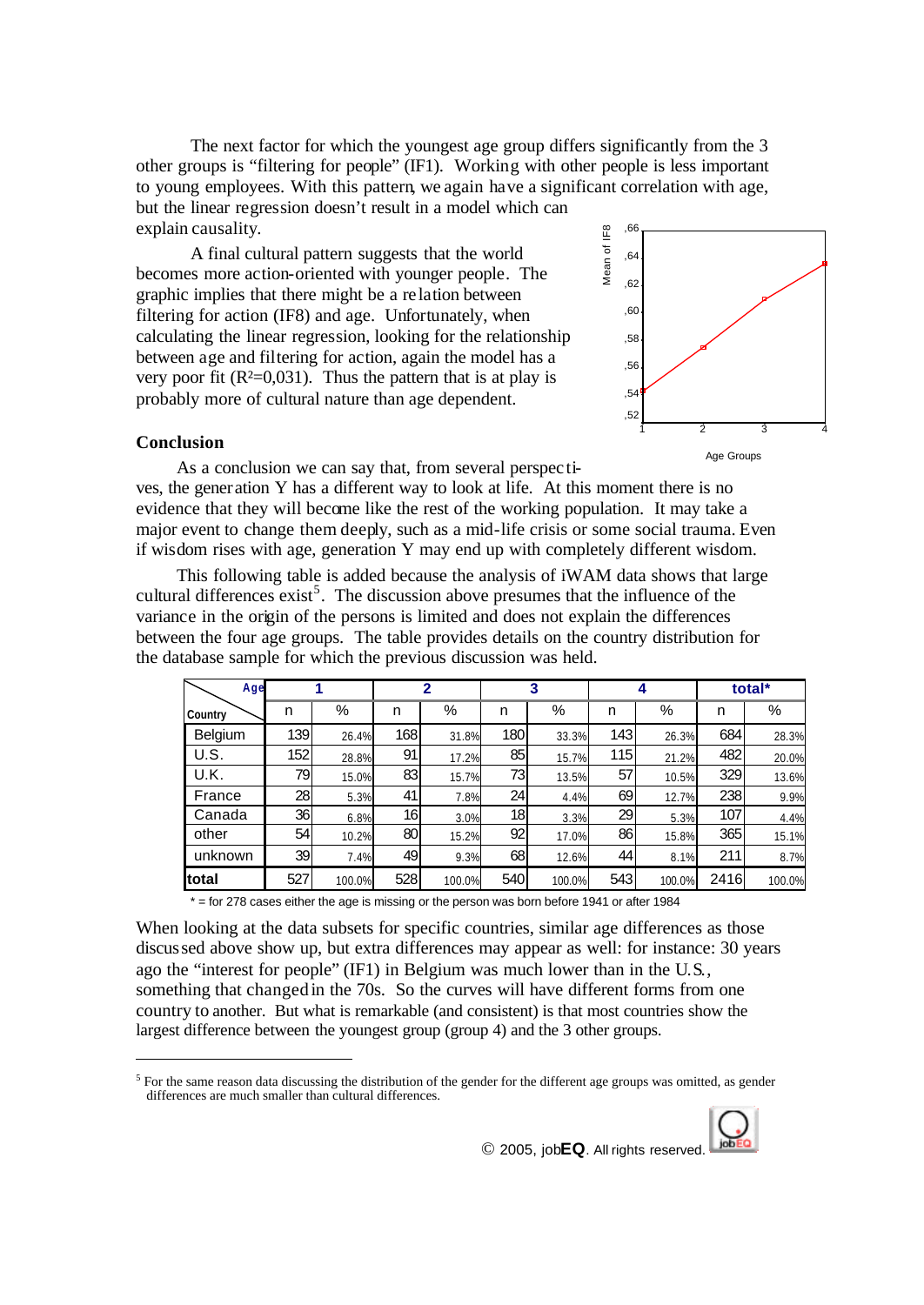The next factor for which the youngest age group differs significantly from the 3 other groups is "filtering for people" (IF1). Working with other people is less important to young employees. With this pattern, we again have a significant correlation with age, but the linear regression doesn't result in a model which can explain causality.

A final cultural pattern suggests that the world becomes more action-oriented with younger people. The graphic implies that there might be a relation between filtering for action (IF8) and age. Unfortunately, when calculating the linear regression, looking for the relationship between age and filtering for action, again the model has a very poor fit ($R^2$=0,031). Thus the pattern that is at play is probably more of cultural nature than age dependent.

Mean of IF8

,66
,64
,62
,60
,58
,56
,54
,52

1 2 3 4

Age Groups

## Conclusion

As a conclusion we can say that, from several perspectives, the generation Y has a different way to look at life. At this moment there is no evidence that they will become like the rest of the working population. It may take a major event to change them deeply, such as a mid-life crisis or some social trauma. Even if wisdom rises with age, generation Y may end up with completely different wisdom.

This following table is added because the analysis of iWAM data shows that large cultural differences exist[5]. The discussion above presumes that the influence of the variance in the origin of the persons is limited and does not explain the differences between the four age groups. The table provides details on the country distribution for the database sample for which the previous discussion was held.

| Age / Country | 1 | | 2 | | 3 | | 4 | | total* | |
|---|---|---|---|---|---|---|---|---|---|---|
| | n | % | n | % | n | % | n | % | n | % |
| Belgium | 139 | 26.4% | 168 | 31.8% | 180 | 33.3% | 143 | 26.3% | 684 | 28.3% |
| U.S. | 152 | 28.8% | 91 | 17.2% | 85 | 15.7% | 115 | 21.2% | 482 | 20.0% |
| U.K. | 79 | 15.0% | 83 | 15.7% | 73 | 13.5% | 57 | 10.5% | 329 | 13.6% |
| France | 28 | 5.3% | 41 | 7.8% | 24 | 4.4% | 69 | 12.7% | 238 | 9.9% |
| Canada | 36 | 6.8% | 16 | 3.0% | 18 | 3.3% | 29 | 5.3% | 107 | 4.4% |
| other | 54 | 10.2% | 80 | 15.2% | 92 | 17.0% | 86 | 15.8% | 365 | 15.1% |
| unknown | 39 | 7.4% | 49 | 9.3% | 68 | 12.6% | 44 | 8.1% | 211 | 8.7% |
| **total** | 527 | 100.0% | 528 | 100.0% | 540 | 100.0% | 543 | 100.0% | 2416 | 100.0% |

* = for 278 cases either the age is missing or the person was born before 1941 or after 1984

When looking at the data subsets for specific countries, similar age differences as those discussed above show up, but extra differences may appear as well: for instance: 30 years ago the "interest for people" (IF1) in Belgium was much lower than in the U.S., something that changed in the 70s. So the curves will have different forms from one country to another. But what is remarkable (and consistent) is that most countries show the largest difference between the youngest group (group 4) and the 3 other groups.

[5] For the same reason data discussing the distribution of the gender for the different age groups was omitted, as gender differences are much smaller than cultural differences.

© 2005, jobEQ. All rights reserved.